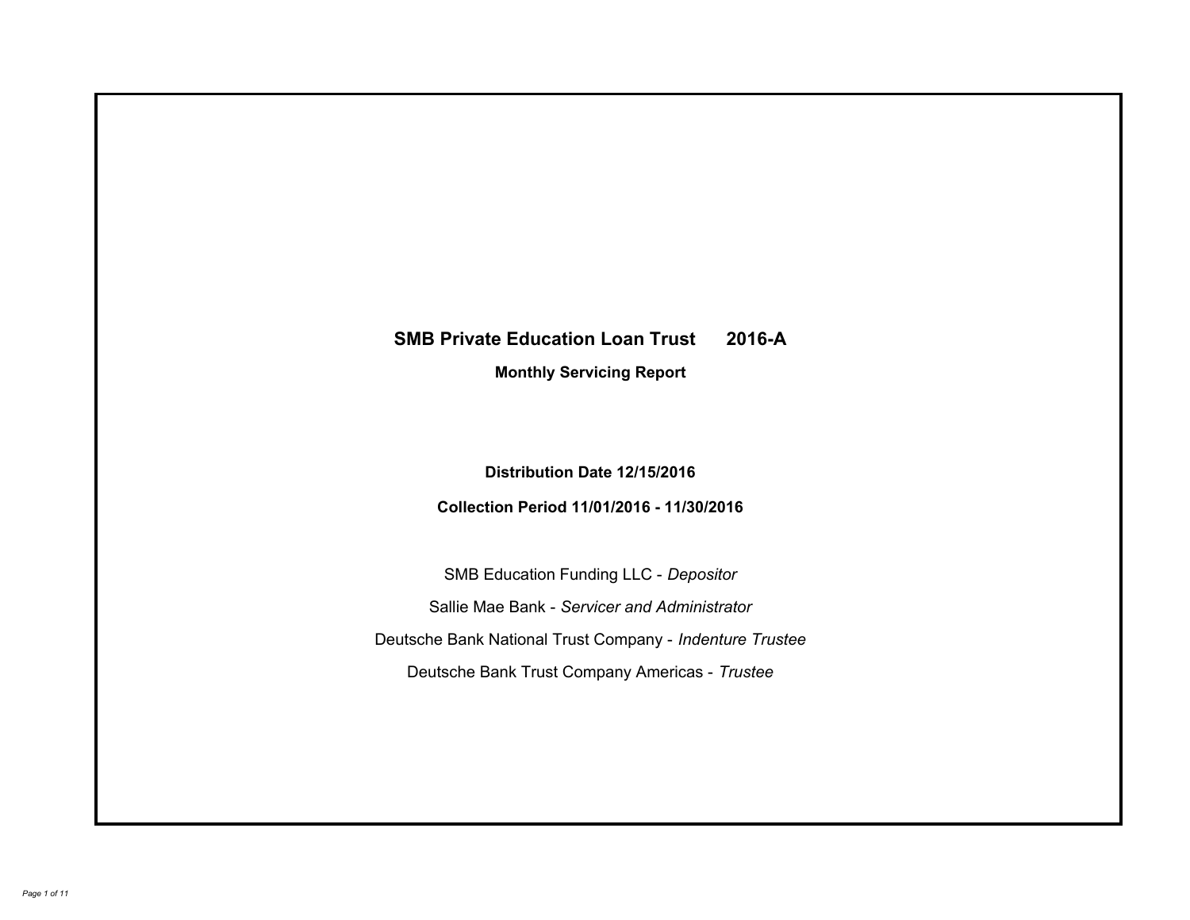# SMB Private Education Loan Trust 2016-A

## Monthly Servicing Report

**Distribution Date 12/15/2016**

**Collection Period 11/01/2016 - 11/30/2016**

SMB Education Funding LLC - *Depositor*

Sallie Mae Bank - *Servicer and Administrator*

Deutsche Bank National Trust Company - *Indenture Trustee*

Deutsche Bank Trust Company Americas - *Trustee*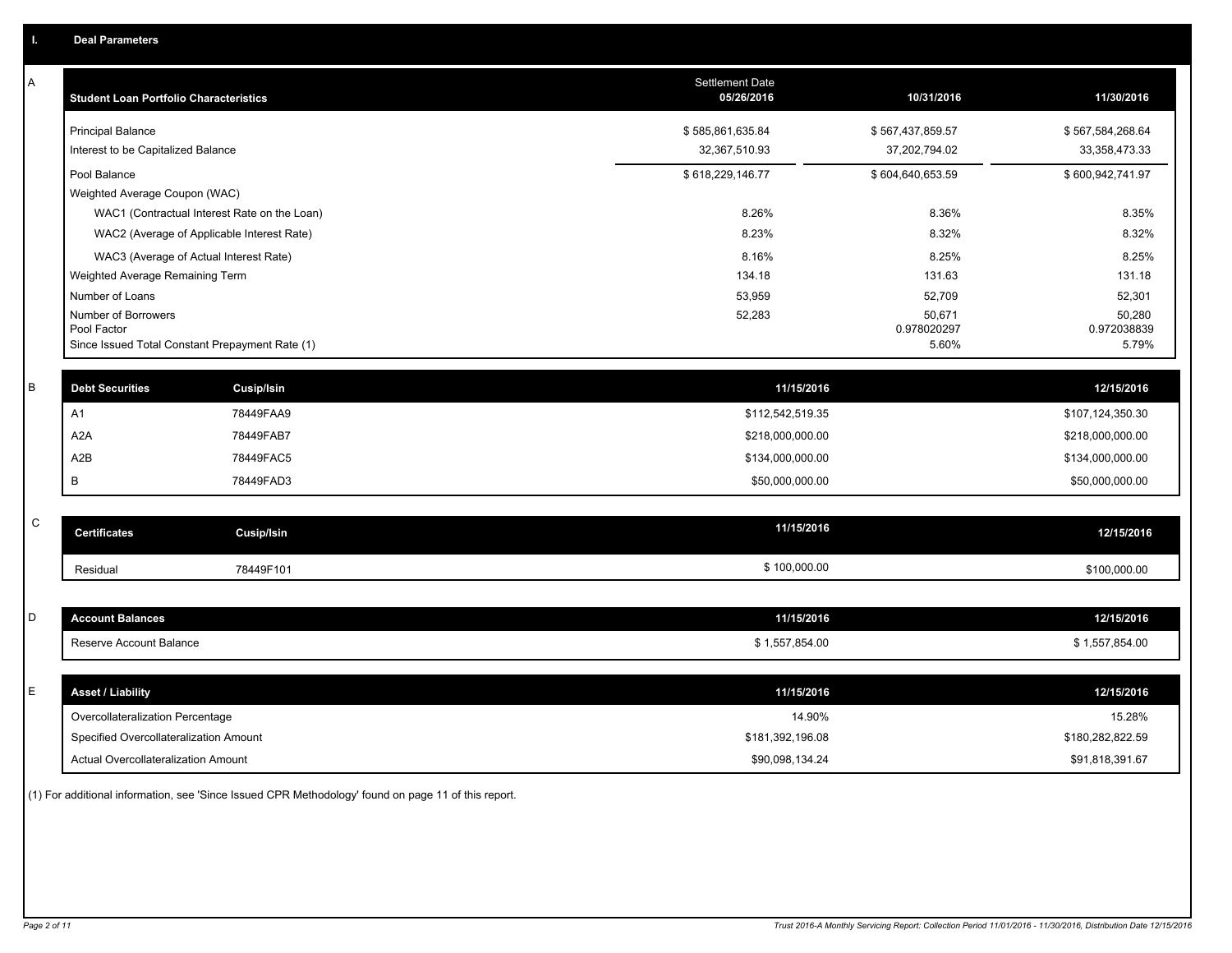## I. Deal Parameters

### A

| Student Loan Portfolio Characteristics | Settlement Date 05/26/2016 | 10/31/2016 | 11/30/2016 |
|---|---|---|---|
| Principal Balance | $ 585,861,635.84 | $ 567,437,859.57 | $ 567,584,268.64 |
| Interest to be Capitalized Balance | 32,367,510.93 | 37,202,794.02 | 33,358,473.33 |
| Pool Balance | $ 618,229,146.77 | $ 604,640,653.59 | $ 600,942,741.97 |
| Weighted Average Coupon (WAC) | | | |
| WAC1 (Contractual Interest Rate on the Loan) | 8.26% | 8.36% | 8.35% |
| WAC2 (Average of Applicable Interest Rate) | 8.23% | 8.32% | 8.32% |
| WAC3 (Average of Actual Interest Rate) | 8.16% | 8.25% | 8.25% |
| Weighted Average Remaining Term | 134.18 | 131.63 | 131.18 |
| Number of Loans | 53,959 | 52,709 | 52,301 |
| Number of Borrowers | 52,283 | 50,671 | 50,280 |
| Pool Factor | | 0.978020297 | 0.972038839 |
| Since Issued Total Constant Prepayment Rate (1) | | 5.60% | 5.79% |

### B

| Debt Securities | Cusip/Isin | 11/15/2016 | 12/15/2016 |
|---|---|---|---|
| A1 | 78449FAA9 | $112,542,519.35 | $107,124,350.30 |
| A2A | 78449FAB7 | $218,000,000.00 | $218,000,000.00 |
| A2B | 78449FAC5 | $134,000,000.00 | $134,000,000.00 |
| B | 78449FAD3 | $50,000,000.00 | $50,000,000.00 |

### C

| Certificates | Cusip/Isin | 11/15/2016 | 12/15/2016 |
|---|---|---|---|
| Residual | 78449F101 | $ 100,000.00 | $100,000.00 |

### D

| Account Balances | 11/15/2016 | 12/15/2016 |
|---|---|---|
| Reserve Account Balance | $ 1,557,854.00 | $ 1,557,854.00 |

### E

| Asset / Liability | 11/15/2016 | 12/15/2016 |
|---|---|---|
| Overcollateralization Percentage | 14.90% | 15.28% |
| Specified Overcollateralization Amount | $181,392,196.08 | $180,282,822.59 |
| Actual Overcollateralization Amount | $90,098,134.24 | $91,818,391.67 |

(1) For additional information, see 'Since Issued CPR Methodology' found on page 11 of this report.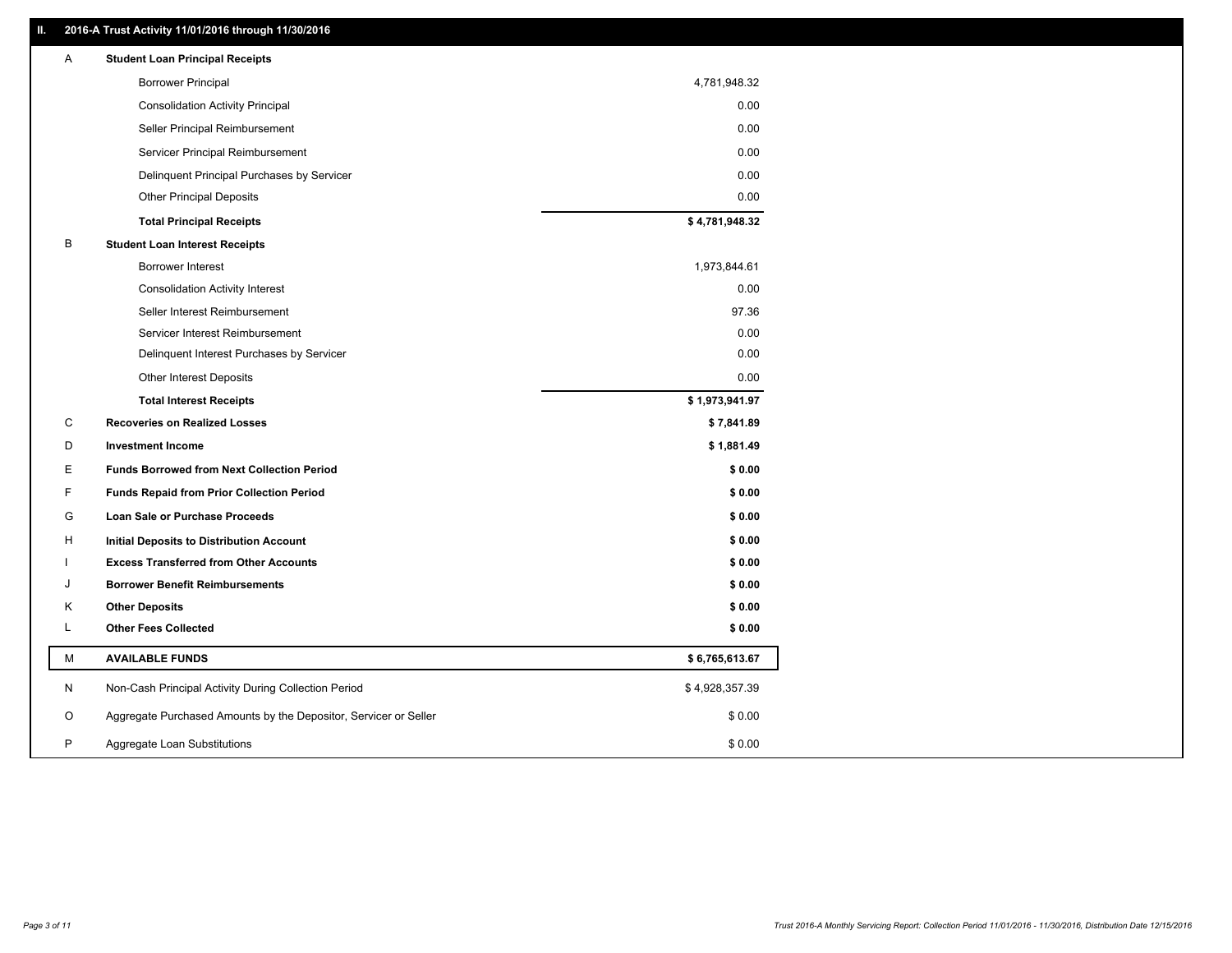## II. 2016-A Trust Activity 11/01/2016 through 11/30/2016

| | | |
|---|---|---|
| A | **Student Loan Principal Receipts** | |
| | Borrower Principal | 4,781,948.32 |
| | Consolidation Activity Principal | 0.00 |
| | Seller Principal Reimbursement | 0.00 |
| | Servicer Principal Reimbursement | 0.00 |
| | Delinquent Principal Purchases by Servicer | 0.00 |
| | Other Principal Deposits | 0.00 |
| | **Total Principal Receipts** | **$ 4,781,948.32** |
| B | **Student Loan Interest Receipts** | |
| | Borrower Interest | 1,973,844.61 |
| | Consolidation Activity Interest | 0.00 |
| | Seller Interest Reimbursement | 97.36 |
| | Servicer Interest Reimbursement | 0.00 |
| | Delinquent Interest Purchases by Servicer | 0.00 |
| | Other Interest Deposits | 0.00 |
| | **Total Interest Receipts** | **$ 1,973,941.97** |
| C | **Recoveries on Realized Losses** | **$ 7,841.89** |
| D | **Investment Income** | **$ 1,881.49** |
| E | **Funds Borrowed from Next Collection Period** | **$ 0.00** |
| F | **Funds Repaid from Prior Collection Period** | **$ 0.00** |
| G | **Loan Sale or Purchase Proceeds** | **$ 0.00** |
| H | **Initial Deposits to Distribution Account** | **$ 0.00** |
| I | **Excess Transferred from Other Accounts** | **$ 0.00** |
| J | **Borrower Benefit Reimbursements** | **$ 0.00** |
| K | **Other Deposits** | **$ 0.00** |
| L | **Other Fees Collected** | **$ 0.00** |
| M | **AVAILABLE FUNDS** | **$ 6,765,613.67** |
| N | Non-Cash Principal Activity During Collection Period | $ 4,928,357.39 |
| O | Aggregate Purchased Amounts by the Depositor, Servicer or Seller | $ 0.00 |
| P | Aggregate Loan Substitutions | $ 0.00 |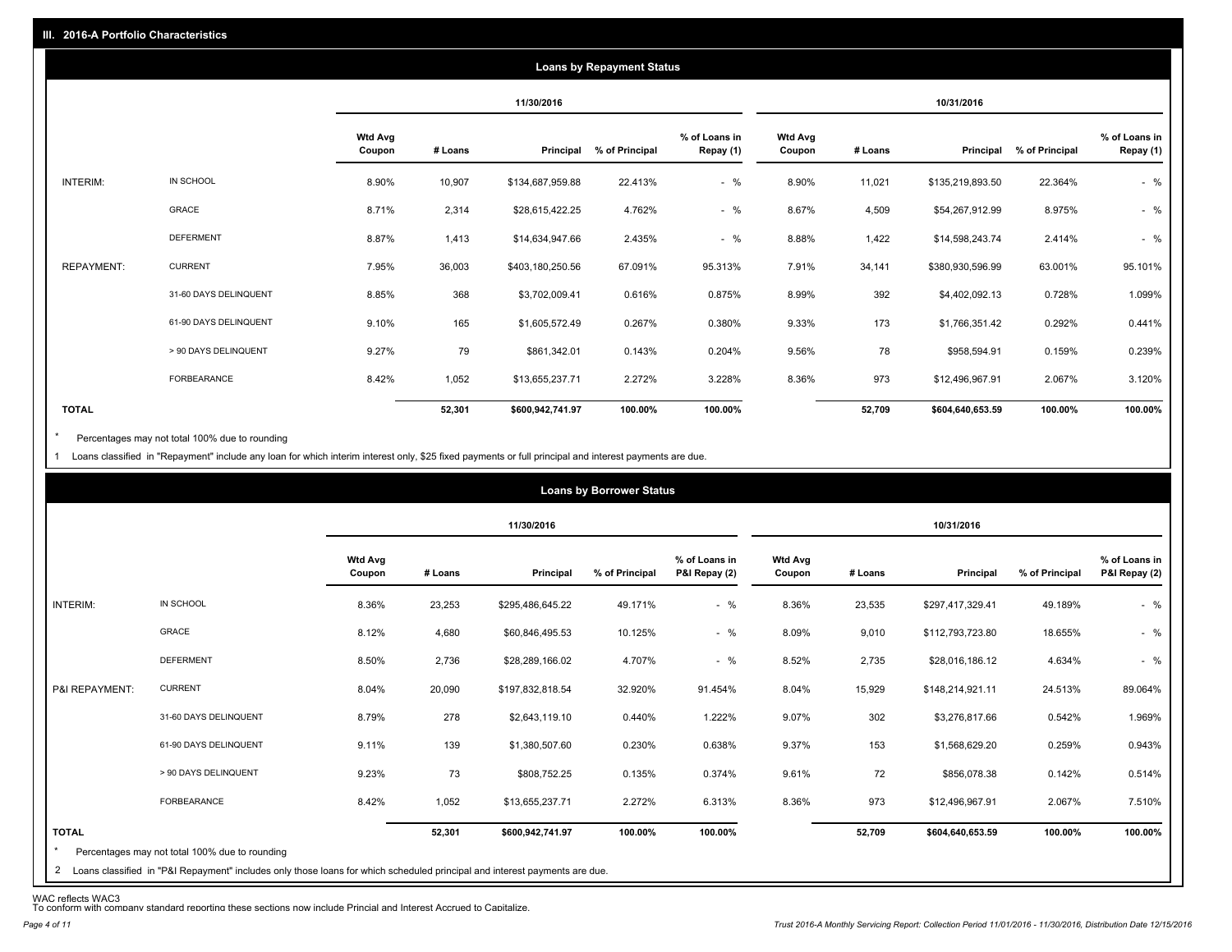## III. 2016-A Portfolio Characteristics

### Loans by Repayment Status

| | | 11/30/2016 | | | | | 10/31/2016 | | | | |
|---|---|---|---|---|---|---|---|---|---|---|---|
| | | Wtd Avg Coupon | # Loans | Principal | % of Principal | % of Loans in Repay (1) | Wtd Avg Coupon | # Loans | Principal | % of Principal | % of Loans in Repay (1) |
| INTERIM: | IN SCHOOL | 8.90% | 10,907 | $134,687,959.88 | 22.413% | - % | 8.90% | 11,021 | $135,219,893.50 | 22.364% | - % |
| | GRACE | 8.71% | 2,314 | $28,615,422.25 | 4.762% | - % | 8.67% | 4,509 | $54,267,912.99 | 8.975% | - % |
| | DEFERMENT | 8.87% | 1,413 | $14,634,947.66 | 2.435% | - % | 8.88% | 1,422 | $14,598,243.74 | 2.414% | - % |
| REPAYMENT: | CURRENT | 7.95% | 36,003 | $403,180,250.56 | 67.091% | 95.313% | 7.91% | 34,141 | $380,930,596.99 | 63.001% | 95.101% |
| | 31-60 DAYS DELINQUENT | 8.85% | 368 | $3,702,009.41 | 0.616% | 0.875% | 8.99% | 392 | $4,402,092.13 | 0.728% | 1.099% |
| | 61-90 DAYS DELINQUENT | 9.10% | 165 | $1,605,572.49 | 0.267% | 0.380% | 9.33% | 173 | $1,766,351.42 | 0.292% | 0.441% |
| | > 90 DAYS DELINQUENT | 9.27% | 79 | $861,342.01 | 0.143% | 0.204% | 9.56% | 78 | $958,594.91 | 0.159% | 0.239% |
| | FORBEARANCE | 8.42% | 1,052 | $13,655,237.71 | 2.272% | 3.228% | 8.36% | 973 | $12,496,967.91 | 2.067% | 3.120% |
| **TOTAL** | | | **52,301** | **$600,942,741.97** | **100.00%** | **100.00%** | | **52,709** | **$604,640,653.59** | **100.00%** | **100.00%** |

* Percentages may not total 100% due to rounding

1 Loans classified in "Repayment" include any loan for which interim interest only, $25 fixed payments or full principal and interest payments are due.

### Loans by Borrower Status

| | | 11/30/2016 | | | | | 10/31/2016 | | | | |
|---|---|---|---|---|---|---|---|---|---|---|---|
| | | Wtd Avg Coupon | # Loans | Principal | % of Principal | % of Loans in P&I Repay (2) | Wtd Avg Coupon | # Loans | Principal | % of Principal | % of Loans in P&I Repay (2) |
| INTERIM: | IN SCHOOL | 8.36% | 23,253 | $295,486,645.22 | 49.171% | - % | 8.36% | 23,535 | $297,417,329.41 | 49.189% | - % |
| | GRACE | 8.12% | 4,680 | $60,846,495.53 | 10.125% | - % | 8.09% | 9,010 | $112,793,723.80 | 18.655% | - % |
| | DEFERMENT | 8.50% | 2,736 | $28,289,166.02 | 4.707% | - % | 8.52% | 2,735 | $28,016,186.12 | 4.634% | - % |
| P&I REPAYMENT: | CURRENT | 8.04% | 20,090 | $197,832,818.54 | 32.920% | 91.454% | 8.04% | 15,929 | $148,214,921.11 | 24.513% | 89.064% |
| | 31-60 DAYS DELINQUENT | 8.79% | 278 | $2,643,119.10 | 0.440% | 1.222% | 9.07% | 302 | $3,276,817.66 | 0.542% | 1.969% |
| | 61-90 DAYS DELINQUENT | 9.11% | 139 | $1,380,507.60 | 0.230% | 0.638% | 9.37% | 153 | $1,568,629.20 | 0.259% | 0.943% |
| | > 90 DAYS DELINQUENT | 9.23% | 73 | $808,752.25 | 0.135% | 0.374% | 9.61% | 72 | $856,078.38 | 0.142% | 0.514% |
| | FORBEARANCE | 8.42% | 1,052 | $13,655,237.71 | 2.272% | 6.313% | 8.36% | 973 | $12,496,967.91 | 2.067% | 7.510% |
| **TOTAL** | | | **52,301** | **$600,942,741.97** | **100.00%** | **100.00%** | | **52,709** | **$604,640,653.59** | **100.00%** | **100.00%** |

* Percentages may not total 100% due to rounding

2 Loans classified in "P&I Repayment" includes only those loans for which scheduled principal and interest payments are due.

WAC reflects WAC3
To conform with company standard reporting these sections now include Princial and Interest Accrued to Capitalize.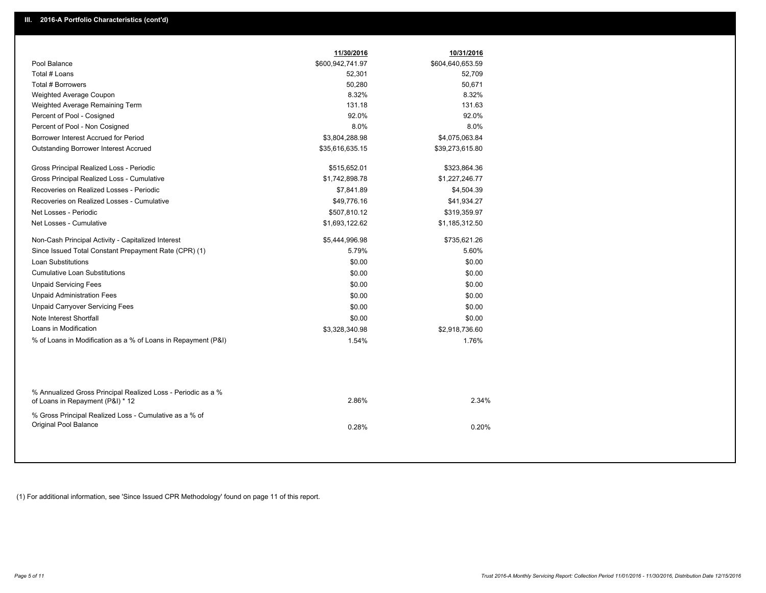## III. 2016-A Portfolio Characteristics (cont'd)

| | 11/30/2016 | 10/31/2016 |
|---|---|---|
| Pool Balance | $600,942,741.97 | $604,640,653.59 |
| Total # Loans | 52,301 | 52,709 |
| Total # Borrowers | 50,280 | 50,671 |
| Weighted Average Coupon | 8.32% | 8.32% |
| Weighted Average Remaining Term | 131.18 | 131.63 |
| Percent of Pool - Cosigned | 92.0% | 92.0% |
| Percent of Pool - Non Cosigned | 8.0% | 8.0% |
| Borrower Interest Accrued for Period | $3,804,288.98 | $4,075,063.84 |
| Outstanding Borrower Interest Accrued | $35,616,635.15 | $39,273,615.80 |
| Gross Principal Realized Loss - Periodic | $515,652.01 | $323,864.36 |
| Gross Principal Realized Loss - Cumulative | $1,742,898.78 | $1,227,246.77 |
| Recoveries on Realized Losses - Periodic | $7,841.89 | $4,504.39 |
| Recoveries on Realized Losses - Cumulative | $49,776.16 | $41,934.27 |
| Net Losses - Periodic | $507,810.12 | $319,359.97 |
| Net Losses - Cumulative | $1,693,122.62 | $1,185,312.50 |
| Non-Cash Principal Activity - Capitalized Interest | $5,444,996.98 | $735,621.26 |
| Since Issued Total Constant Prepayment Rate (CPR) (1) | 5.79% | 5.60% |
| Loan Substitutions | $0.00 | $0.00 |
| Cumulative Loan Substitutions | $0.00 | $0.00 |
| Unpaid Servicing Fees | $0.00 | $0.00 |
| Unpaid Administration Fees | $0.00 | $0.00 |
| Unpaid Carryover Servicing Fees | $0.00 | $0.00 |
| Note Interest Shortfall | $0.00 | $0.00 |
| Loans in Modification | $3,328,340.98 | $2,918,736.60 |
| % of Loans in Modification as a % of Loans in Repayment (P&I) | 1.54% | 1.76% |
| % Annualized Gross Principal Realized Loss - Periodic as a % of Loans in Repayment (P&I) * 12 | 2.86% | 2.34% |
| % Gross Principal Realized Loss - Cumulative as a % of Original Pool Balance | 0.28% | 0.20% |

(1) For additional information, see 'Since Issued CPR Methodology' found on page 11 of this report.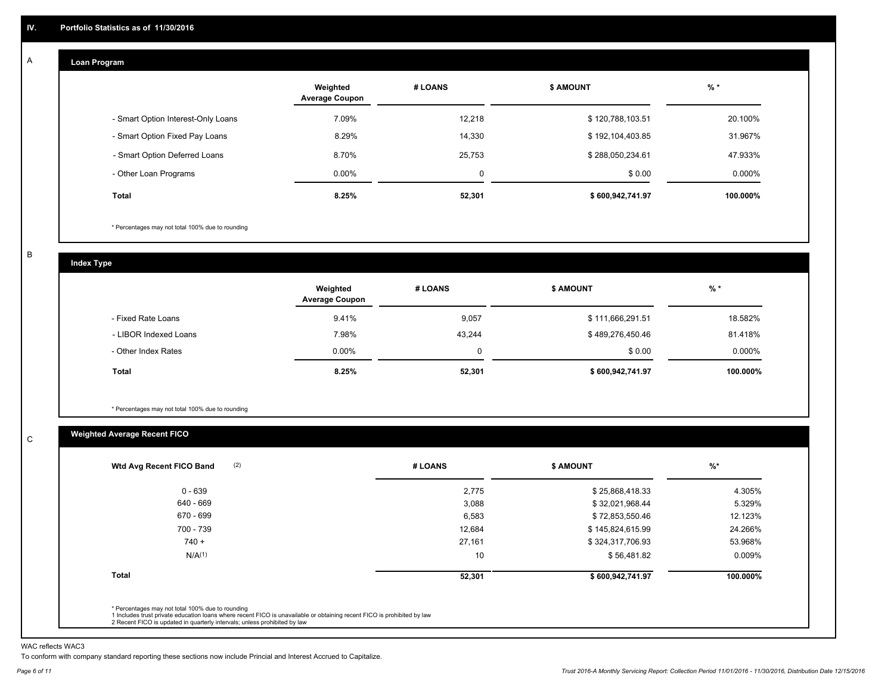## IV. Portfolio Statistics as of 11/30/2016

### A Loan Program

| | Weighted Average Coupon | # LOANS | $ AMOUNT | % * |
|---|---|---|---|---|
| - Smart Option Interest-Only Loans | 7.09% | 12,218 | $ 120,788,103.51 | 20.100% |
| - Smart Option Fixed Pay Loans | 8.29% | 14,330 | $ 192,104,403.85 | 31.967% |
| - Smart Option Deferred Loans | 8.70% | 25,753 | $ 288,050,234.61 | 47.933% |
| - Other Loan Programs | 0.00% | 0 | $ 0.00 | 0.000% |
| **Total** | **8.25%** | **52,301** | **$ 600,942,741.97** | **100.000%** |

\* Percentages may not total 100% due to rounding

### B Index Type

| | Weighted Average Coupon | # LOANS | $ AMOUNT | % * |
|---|---|---|---|---|
| - Fixed Rate Loans | 9.41% | 9,057 | $ 111,666,291.51 | 18.582% |
| - LIBOR Indexed Loans | 7.98% | 43,244 | $ 489,276,450.46 | 81.418% |
| - Other Index Rates | 0.00% | 0 | $ 0.00 | 0.000% |
| **Total** | **8.25%** | **52,301** | **$ 600,942,741.97** | **100.000%** |

\* Percentages may not total 100% due to rounding

### C Weighted Average Recent FICO

| Wtd Avg Recent FICO Band (2) | # LOANS | $ AMOUNT | %* |
|---|---|---|---|
| 0 - 639 | 2,775 | $ 25,868,418.33 | 4.305% |
| 640 - 669 | 3,088 | $ 32,021,968.44 | 5.329% |
| 670 - 699 | 6,583 | $ 72,853,550.46 | 12.123% |
| 700 - 739 | 12,684 | $ 145,824,615.99 | 24.266% |
| 740 + | 27,161 | $ 324,317,706.93 | 53.968% |
| N/A(1) | 10 | $ 56,481.82 | 0.009% |
| **Total** | **52,301** | **$ 600,942,741.97** | **100.000%** |

\* Percentages may not total 100% due to rounding
1 Includes trust private education loans where recent FICO is unavailable or obtaining recent FICO is prohibited by law
2 Recent FICO is updated in quarterly intervals; unless prohibited by law

WAC reflects WAC3

To conform with company standard reporting these sections now include Princial and Interest Accrued to Capitalize.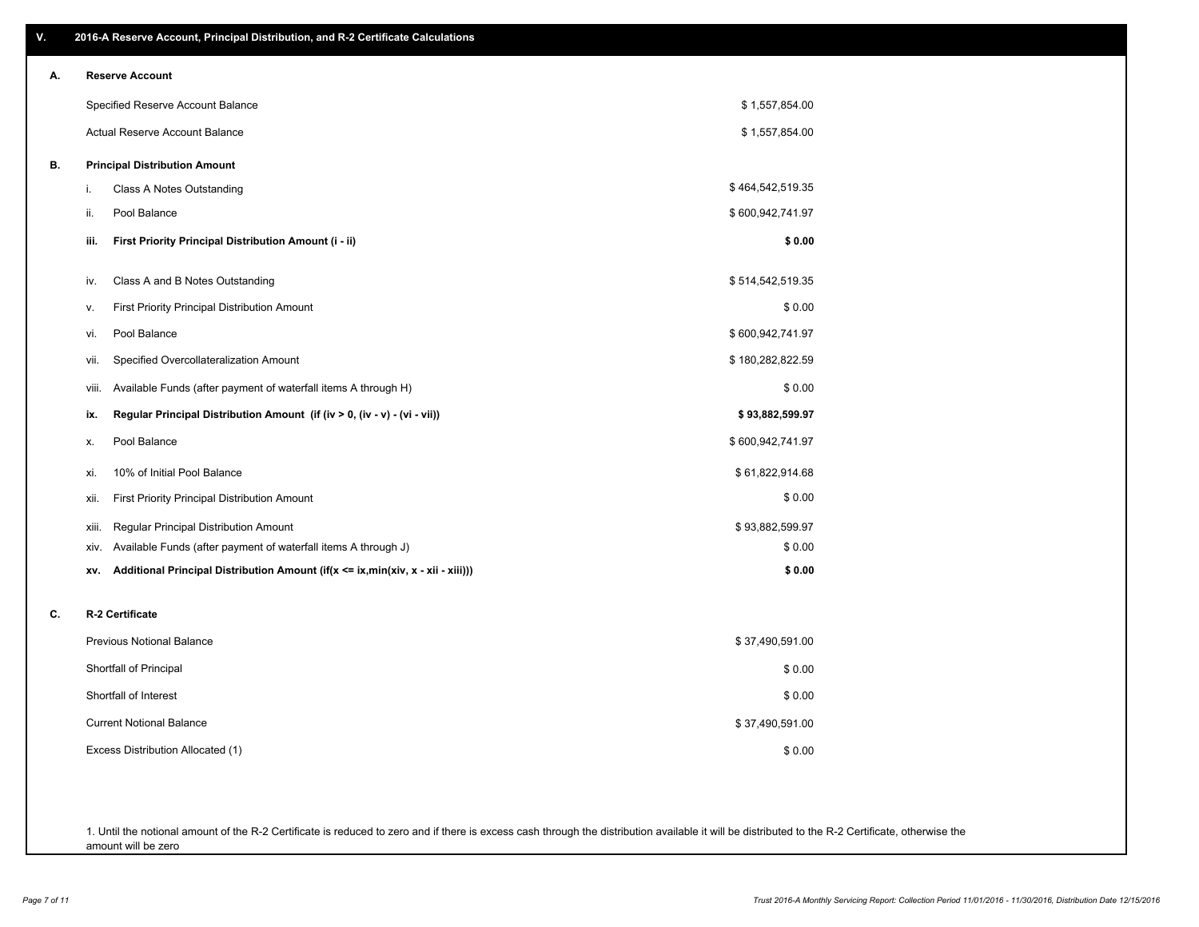## V. 2016-A Reserve Account, Principal Distribution, and R-2 Certificate Calculations

### A. Reserve Account

| | |
|---|---|
| Specified Reserve Account Balance | $ 1,557,854.00 |
| Actual Reserve Account Balance | $ 1,557,854.00 |

### B. Principal Distribution Amount

| | | |
|---|---|---|
| i. | Class A Notes Outstanding | $ 464,542,519.35 |
| ii. | Pool Balance | $ 600,942,741.97 |
| **iii.** | **First Priority Principal Distribution Amount (i - ii)** | **$ 0.00** |
| iv. | Class A and B Notes Outstanding | $ 514,542,519.35 |
| v. | First Priority Principal Distribution Amount | $ 0.00 |
| vi. | Pool Balance | $ 600,942,741.97 |
| vii. | Specified Overcollateralization Amount | $ 180,282,822.59 |
| viii. | Available Funds (after payment of waterfall items A through H) | $ 0.00 |
| **ix.** | **Regular Principal Distribution Amount (if (iv > 0, (iv - v) - (vi - vii))** | **$ 93,882,599.97** |
| x. | Pool Balance | $ 600,942,741.97 |
| xi. | 10% of Initial Pool Balance | $ 61,822,914.68 |
| xii. | First Priority Principal Distribution Amount | $ 0.00 |
| xiii. | Regular Principal Distribution Amount | $ 93,882,599.97 |
| xiv. | Available Funds (after payment of waterfall items A through J) | $ 0.00 |
| **xv.** | **Additional Principal Distribution Amount (if(x <= ix,min(xiv, x - xii - xiii)))** | **$ 0.00** |

### C. R-2 Certificate

| | |
|---|---|
| Previous Notional Balance | $ 37,490,591.00 |
| Shortfall of Principal | $ 0.00 |
| Shortfall of Interest | $ 0.00 |
| Current Notional Balance | $ 37,490,591.00 |
| Excess Distribution Allocated (1) | $ 0.00 |

1. Until the notional amount of the R-2 Certificate is reduced to zero and if there is excess cash through the distribution available it will be distributed to the R-2 Certificate, otherwise the amount will be zero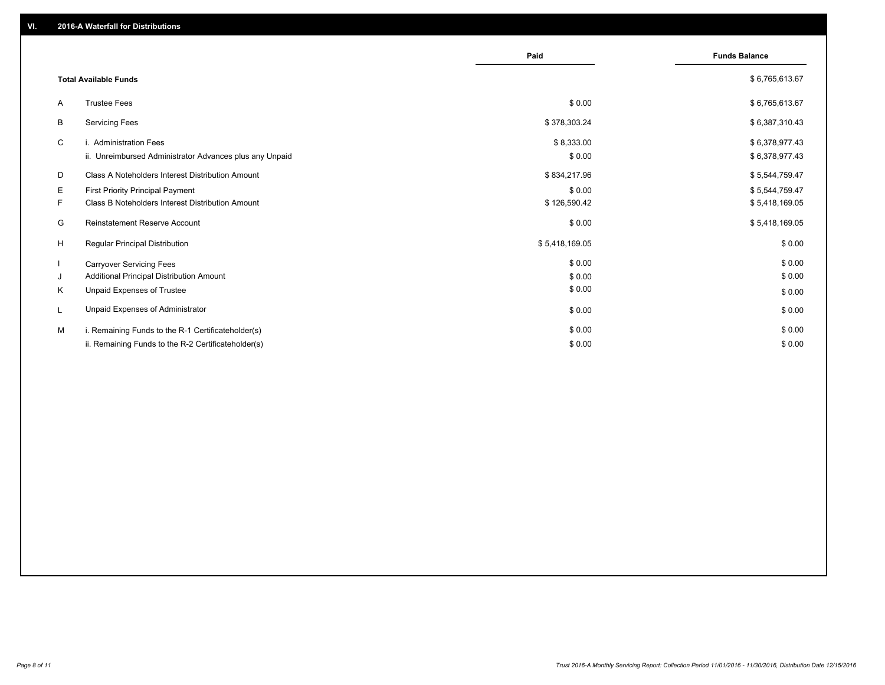## VI. 2016-A Waterfall for Distributions

| | | Paid | Funds Balance |
|---|---|---|---|
| | **Total Available Funds** | | $ 6,765,613.67 |
| A | Trustee Fees | $ 0.00 | $ 6,765,613.67 |
| B | Servicing Fees | $ 378,303.24 | $ 6,387,310.43 |
| C | i. Administration Fees | $ 8,333.00 | $ 6,378,977.43 |
| | ii. Unreimbursed Administrator Advances plus any Unpaid | $ 0.00 | $ 6,378,977.43 |
| D | Class A Noteholders Interest Distribution Amount | $ 834,217.96 | $ 5,544,759.47 |
| E | First Priority Principal Payment | $ 0.00 | $ 5,544,759.47 |
| F | Class B Noteholders Interest Distribution Amount | $ 126,590.42 | $ 5,418,169.05 |
| G | Reinstatement Reserve Account | $ 0.00 | $ 5,418,169.05 |
| H | Regular Principal Distribution | $ 5,418,169.05 | $ 0.00 |
| I | Carryover Servicing Fees | $ 0.00 | $ 0.00 |
| J | Additional Principal Distribution Amount | $ 0.00 | $ 0.00 |
| K | Unpaid Expenses of Trustee | $ 0.00 | $ 0.00 |
| L | Unpaid Expenses of Administrator | $ 0.00 | $ 0.00 |
| M | i. Remaining Funds to the R-1 Certificateholder(s) | $ 0.00 | $ 0.00 |
| | ii. Remaining Funds to the R-2 Certificateholder(s) | $ 0.00 | $ 0.00 |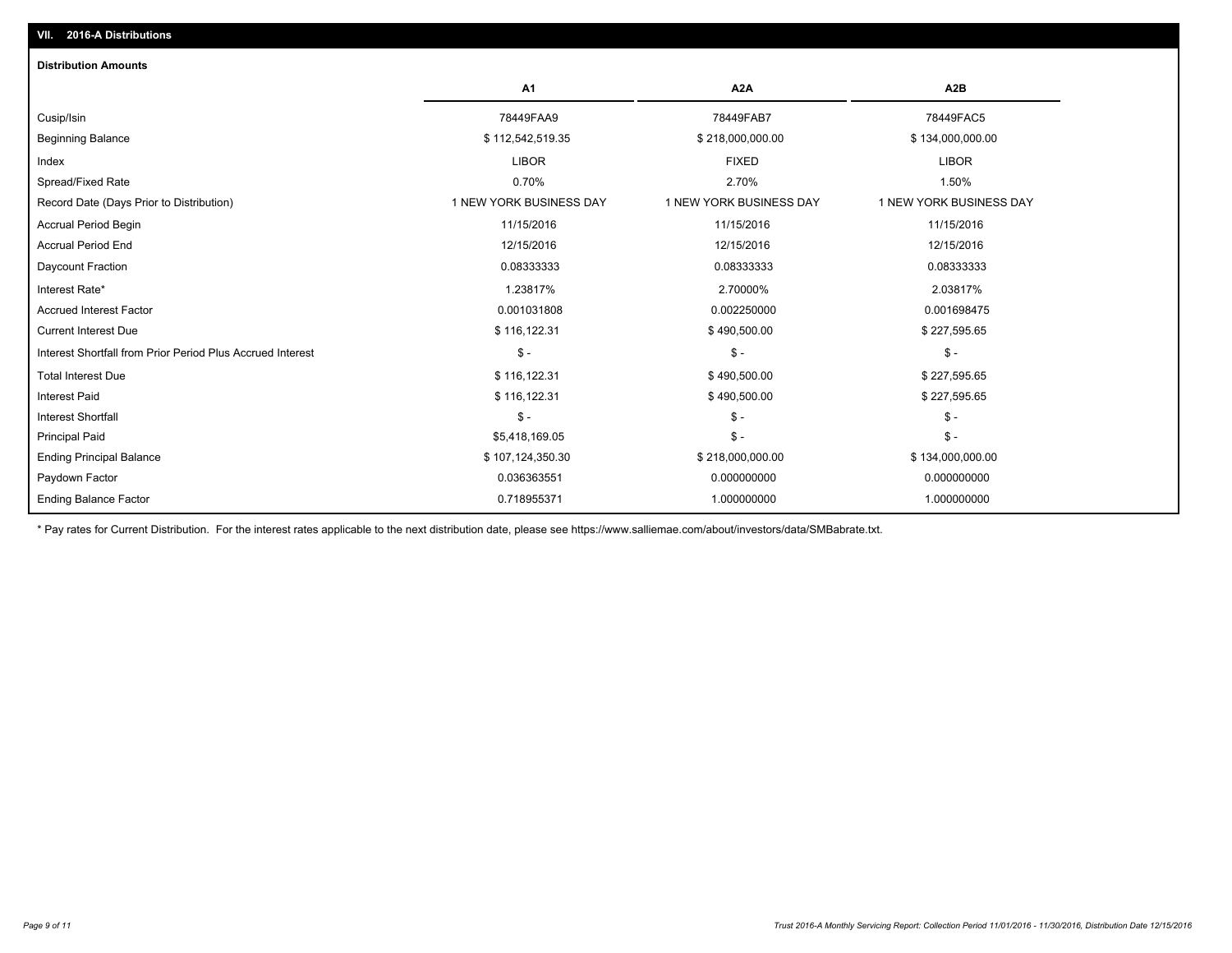## VII. 2016-A Distributions

### Distribution Amounts

| | A1 | A2A | A2B |
|---|---|---|---|
| Cusip/Isin | 78449FAA9 | 78449FAB7 | 78449FAC5 |
| Beginning Balance | $ 112,542,519.35 | $ 218,000,000.00 | $ 134,000,000.00 |
| Index | LIBOR | FIXED | LIBOR |
| Spread/Fixed Rate | 0.70% | 2.70% | 1.50% |
| Record Date (Days Prior to Distribution) | 1 NEW YORK BUSINESS DAY | 1 NEW YORK BUSINESS DAY | 1 NEW YORK BUSINESS DAY |
| Accrual Period Begin | 11/15/2016 | 11/15/2016 | 11/15/2016 |
| Accrual Period End | 12/15/2016 | 12/15/2016 | 12/15/2016 |
| Daycount Fraction | 0.08333333 | 0.08333333 | 0.08333333 |
| Interest Rate* | 1.23817% | 2.70000% | 2.03817% |
| Accrued Interest Factor | 0.001031808 | 0.002250000 | 0.001698475 |
| Current Interest Due | $ 116,122.31 | $ 490,500.00 | $ 227,595.65 |
| Interest Shortfall from Prior Period Plus Accrued Interest | $ - | $ - | $ - |
| Total Interest Due | $ 116,122.31 | $ 490,500.00 | $ 227,595.65 |
| Interest Paid | $ 116,122.31 | $ 490,500.00 | $ 227,595.65 |
| Interest Shortfall | $ - | $ - | $ - |
| Principal Paid | $5,418,169.05 | $ - | $ - |
| Ending Principal Balance | $ 107,124,350.30 | $ 218,000,000.00 | $ 134,000,000.00 |
| Paydown Factor | 0.036363551 | 0.000000000 | 0.000000000 |
| Ending Balance Factor | 0.718955371 | 1.000000000 | 1.000000000 |

* Pay rates for Current Distribution. For the interest rates applicable to the next distribution date, please see https://www.salliemae.com/about/investors/data/SMBabrate.txt.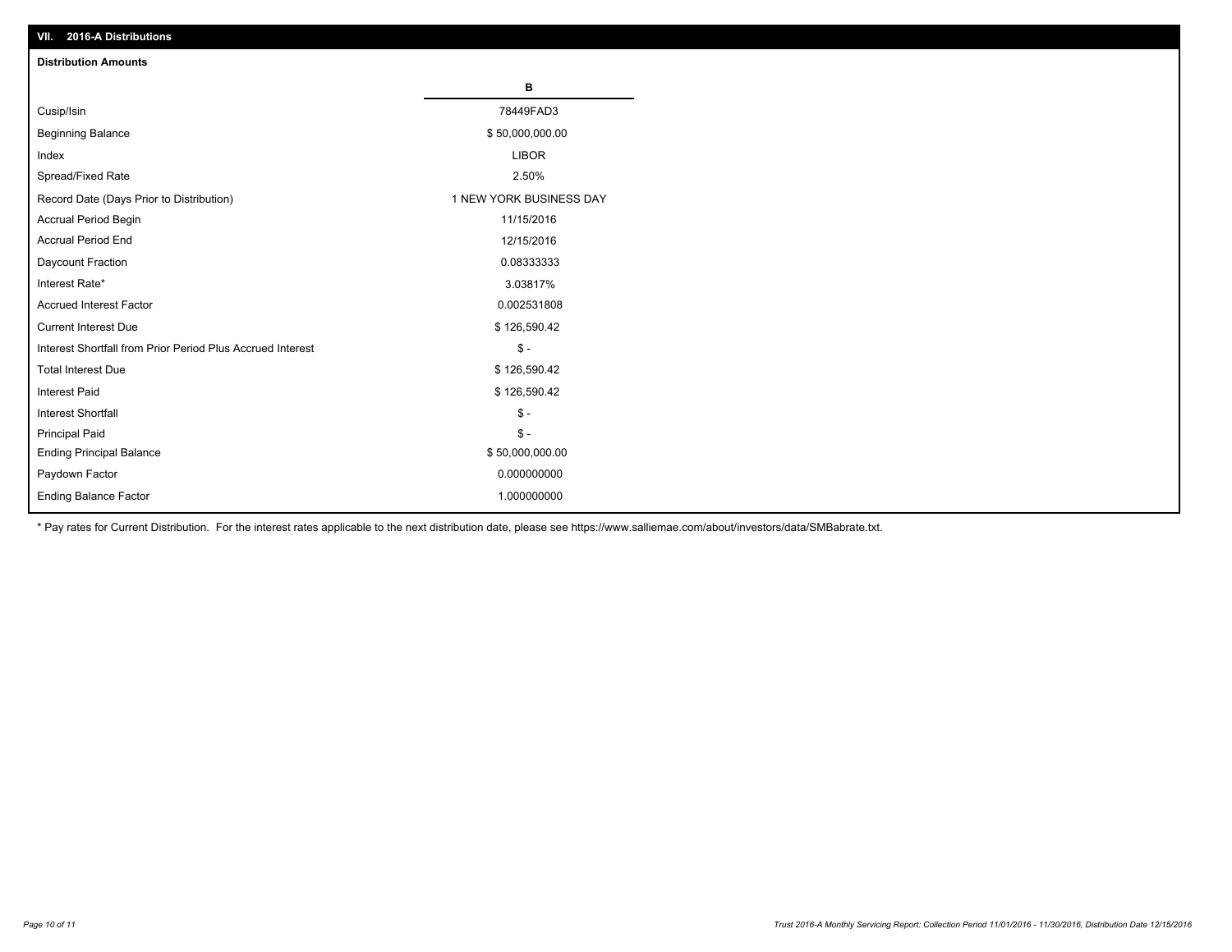## VII. 2016-A Distributions

### Distribution Amounts

| | B |
|---|---|
| Cusip/Isin | 78449FAD3 |
| Beginning Balance | $ 50,000,000.00 |
| Index | LIBOR |
| Spread/Fixed Rate | 2.50% |
| Record Date (Days Prior to Distribution) | 1 NEW YORK BUSINESS DAY |
| Accrual Period Begin | 11/15/2016 |
| Accrual Period End | 12/15/2016 |
| Daycount Fraction | 0.08333333 |
| Interest Rate* | 3.03817% |
| Accrued Interest Factor | 0.002531808 |
| Current Interest Due | $ 126,590.42 |
| Interest Shortfall from Prior Period Plus Accrued Interest | $ - |
| Total Interest Due | $ 126,590.42 |
| Interest Paid | $ 126,590.42 |
| Interest Shortfall | $ - |
| Principal Paid | $ - |
| Ending Principal Balance | $ 50,000,000.00 |
| Paydown Factor | 0.000000000 |
| Ending Balance Factor | 1.000000000 |

* Pay rates for Current Distribution. For the interest rates applicable to the next distribution date, please see https://www.salliemae.com/about/investors/data/SMBabrate.txt.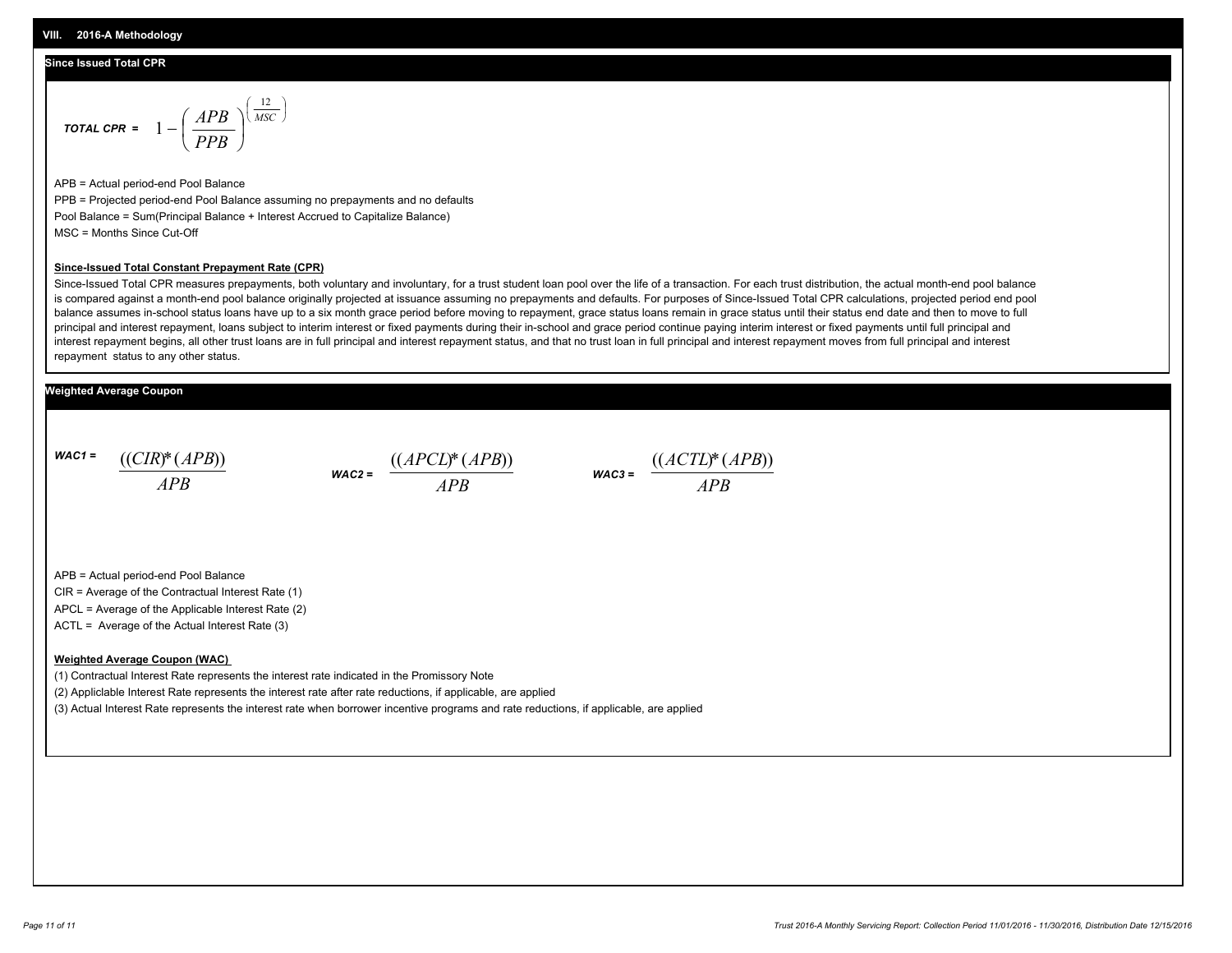## VIII. 2016-A Methodology

### Since Issued Total CPR

**TOTAL CPR =** $$1-\left(\frac{APB}{PPB}\right)^{\left(\frac{12}{MSC}\right)}$$

APB = Actual period-end Pool Balance

PPB = Projected period-end Pool Balance assuming no prepayments and no defaults

Pool Balance = Sum(Principal Balance + Interest Accrued to Capitalize Balance)

MSC = Months Since Cut-Off

**Since-Issued Total Constant Prepayment Rate (CPR)**

Since-Issued Total CPR measures prepayments, both voluntary and involuntary, for a trust student loan pool over the life of a transaction. For each trust distribution, the actual month-end pool balance is compared against a month-end pool balance originally projected at issuance assuming no prepayments and defaults. For purposes of Since-Issued Total CPR calculations, projected period end pool balance assumes in-school status loans have up to a six month grace period before moving to repayment, grace status loans remain in grace status until their status end date and then to move to full principal and interest repayment, loans subject to interim interest or fixed payments during their in-school and grace period continue paying interim interest or fixed payments until full principal and interest repayment begins, all other trust loans are in full principal and interest repayment status, and that no trust loan in full principal and interest repayment moves from full principal and interest repayment status to any other status.

### Weighted Average Coupon

**WAC1 =** $$\frac{((CIR)*(APB))}{APB}$$

**WAC2 =** $$\frac{((APCL)*(APB))}{APB}$$

**WAC3 =** $$\frac{((ACTL)*(APB))}{APB}$$

APB = Actual period-end Pool Balance

CIR = Average of the Contractual Interest Rate (1)

APCL = Average of the Applicable Interest Rate (2)

ACTL = Average of the Actual Interest Rate (3)

**Weighted Average Coupon (WAC)**

(1) Contractual Interest Rate represents the interest rate indicated in the Promissory Note

(2) Appliclable Interest Rate represents the interest rate after rate reductions, if applicable, are applied

(3) Actual Interest Rate represents the interest rate when borrower incentive programs and rate reductions, if applicable, are applied